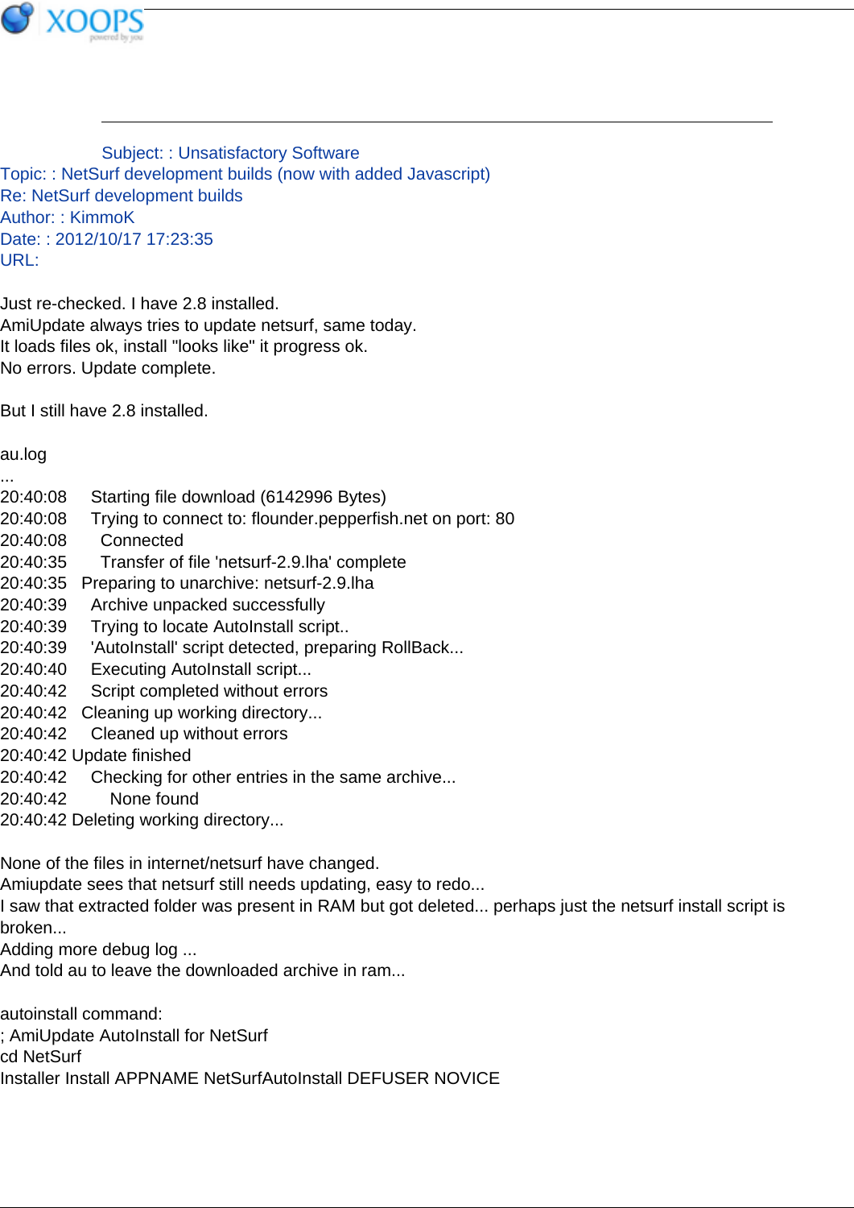Subject: : Unsatisfactory Software

Topic: : NetSurf development builds (now with added Javascript)

Re: NetSurf development builds

Author: : KimmoK

Date: : 2012/10/17 17:23:35

URL:

Just re-checked. I have 2.8 installed.
AmiUpdate always tries to update netsurf, same today.
It loads files ok, install "looks like" it progress ok.
No errors. Update complete.

But I still have 2.8 installed.

au.log
...
20:40:08 Starting file download (6142996 Bytes)
20:40:08 Trying to connect to: flounder.pepperfish.net on port: 80
20:40:08 Connected
20:40:35 Transfer of file 'netsurf-2.9.lha' complete
20:40:35 Preparing to unarchive: netsurf-2.9.lha
20:40:39 Archive unpacked successfully
20:40:39 Trying to locate AutoInstall script..
20:40:39 'AutoInstall' script detected, preparing RollBack...
20:40:40 Executing AutoInstall script...
20:40:42 Script completed without errors
20:40:42 Cleaning up working directory...
20:40:42 Cleaned up without errors
20:40:42 Update finished
20:40:42 Checking for other entries in the same archive...
20:40:42 None found
20:40:42 Deleting working directory...

None of the files in internet/netsurf have changed.
Amiupdate sees that netsurf still needs updating, easy to redo...
I saw that extracted folder was present in RAM but got deleted... perhaps just the netsurf install script is broken...
Adding more debug log ...
And told au to leave the downloaded archive in ram...

autoinstall command:
; AmiUpdate AutoInstall for NetSurf
cd NetSurf
Installer Install APPNAME NetSurfAutoInstall DEFUSER NOVICE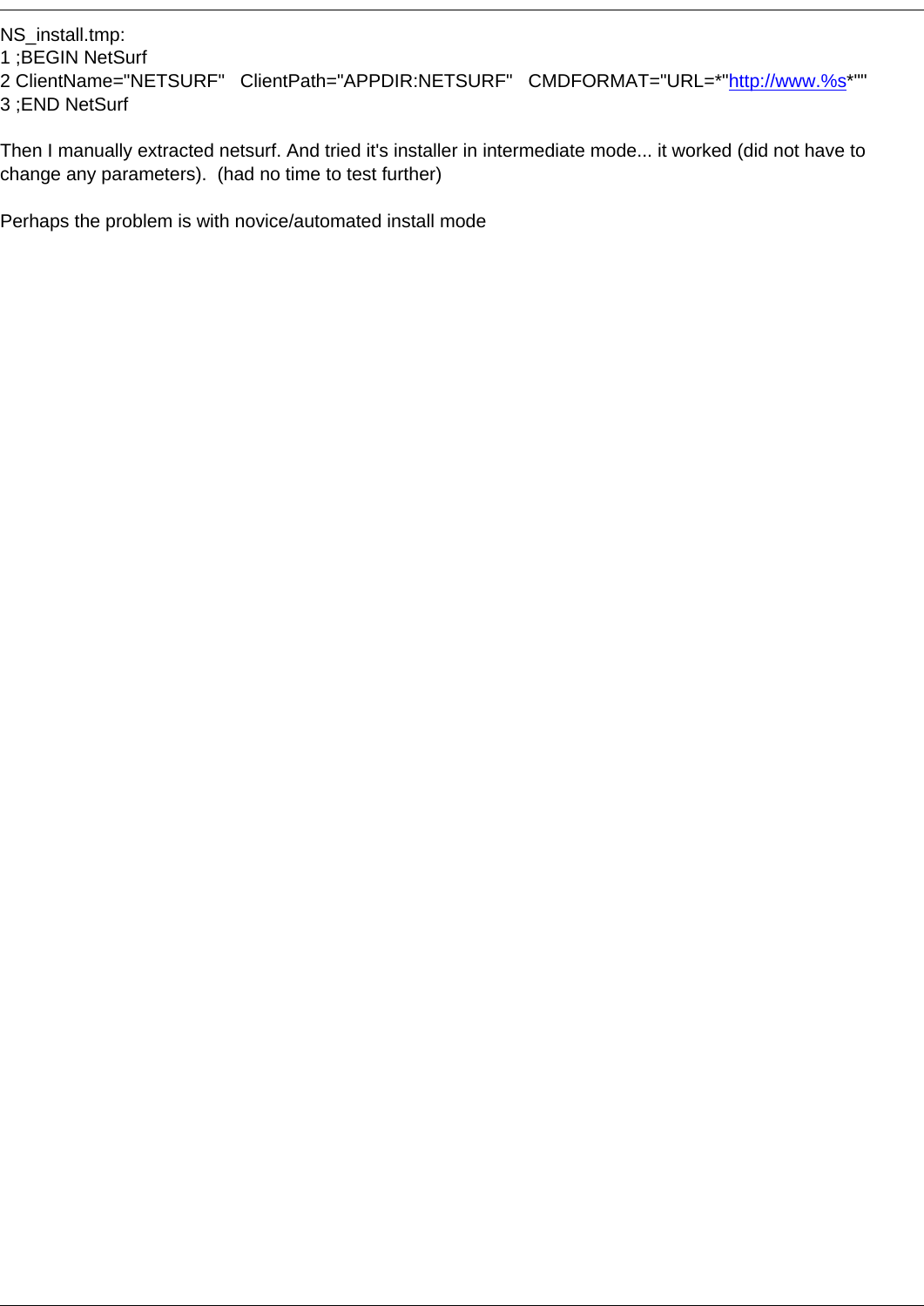NS_install.tmp:
1 ;BEGIN NetSurf
2 ClientName="NETSURF"   ClientPath="APPDIR:NETSURF"   CMDFORMAT="URL=*"http://www.%s*""
3 ;END NetSurf

Then I manually extracted netsurf. And tried it's installer in intermediate mode... it worked (did not have to change any parameters).  (had no time to test further)

Perhaps the problem is with novice/automated install mode